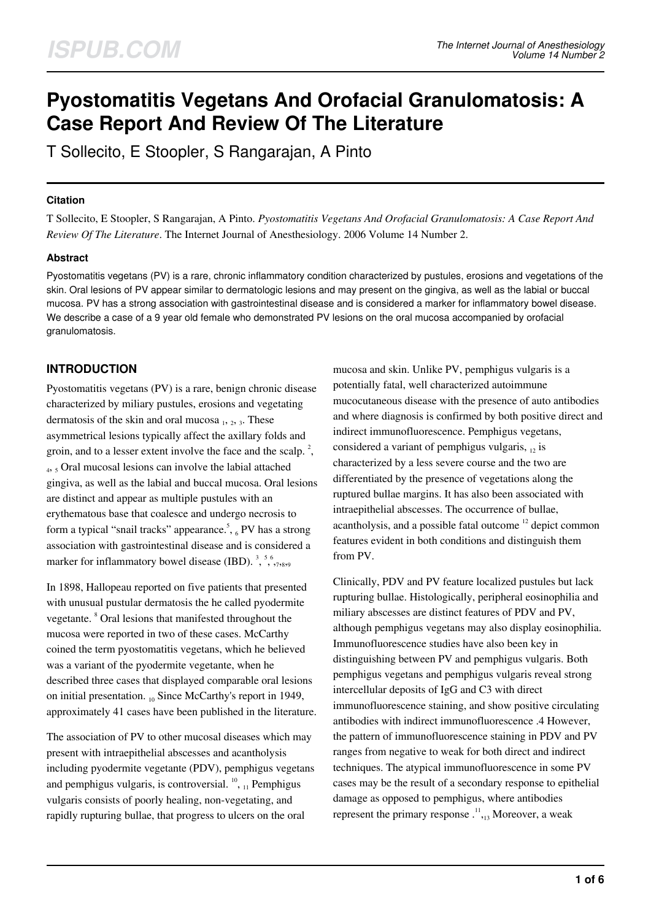# Pyostomatitis Vegetans And Orofacial Granulomatosis: A Case Report And Review Of The Literature

T Sollecito, E Stoopler, S Rangarajan, A Pinto

### Citation

T Sollecito, E Stoopler, S Rangarajan, A Pinto. *Pyostomatitis Vegetans And Orofacial Granulomatosis: A Case Report And Review Of The Literature*. The Internet Journal of Anesthesiology. 2006 Volume 14 Number 2.

### Abstract

Pyostomatitis vegetans (PV) is a rare, chronic inflammatory condition characterized by pustules, erosions and vegetations of the skin. Oral lesions of PV appear similar to dermatologic lesions and may present on the gingiva, as well as the labial or buccal mucosa. PV has a strong association with gastrointestinal disease and is considered a marker for inflammatory bowel disease. We describe a case of a 9 year old female who demonstrated PV lesions on the oral mucosa accompanied by orofacial granulomatosis.

## INTRODUCTION

Pyostomatitis vegetans (PV) is a rare, benign chronic disease characterized by miliary pustules, erosions and vegetating dermatosis of the skin and oral mucosa [1, 2, 3]. These asymmetrical lesions typically affect the axillary folds and groin, and to a lesser extent involve the face and the scalp. [2, 4, 5] Oral mucosal lesions can involve the labial attached gingiva, as well as the labial and buccal mucosa. Oral lesions are distinct and appear as multiple pustules with an erythematous base that coalesce and undergo necrosis to form a typical "snail tracks" appearance.[5, 6] PV has a strong association with gastrointestinal disease and is considered a marker for inflammatory bowel disease (IBD). [3, 5, 6, 7, 8, 9]

In 1898, Hallopeau reported on five patients that presented with unusual pustular dermatosis the he called pyodermite vegetante. [8] Oral lesions that manifested throughout the mucosa were reported in two of these cases. McCarthy coined the term pyostomatitis vegetans, which he believed was a variant of the pyodermite vegetante, when he described three cases that displayed comparable oral lesions on initial presentation. [10] Since McCarthy's report in 1949, approximately 41 cases have been published in the literature.

The association of PV to other mucosal diseases which may present with intraepithelial abscesses and acantholysis including pyodermite vegetante (PDV), pemphigus vegetans and pemphigus vulgaris, is controversial. [10, 11] Pemphigus vulgaris consists of poorly healing, non-vegetating, and rapidly rupturing bullae, that progress to ulcers on the oral mucosa and skin. Unlike PV, pemphigus vulgaris is a potentially fatal, well characterized autoimmune mucocutaneous disease with the presence of auto antibodies and where diagnosis is confirmed by both positive direct and indirect immunofluorescence. Pemphigus vegetans, considered a variant of pemphigus vulgaris, [12] is characterized by a less severe course and the two are differentiated by the presence of vegetations along the ruptured bullae margins. It has also been associated with intraepithelial abscesses. The occurrence of bullae, acantholysis, and a possible fatal outcome [12] depict common features evident in both conditions and distinguish them from PV.

Clinically, PDV and PV feature localized pustules but lack rupturing bullae. Histologically, peripheral eosinophilia and miliary abscesses are distinct features of PDV and PV, although pemphigus vegetans may also display eosinophilia. Immunofluorescence studies have also been key in distinguishing between PV and pemphigus vulgaris. Both pemphigus vegetans and pemphigus vulgaris reveal strong intercellular deposits of IgG and C3 with direct immunofluorescence staining, and show positive circulating antibodies with indirect immunofluorescence .4 However, the pattern of immunofluorescence staining in PDV and PV ranges from negative to weak for both direct and indirect techniques. The atypical immunofluorescence in some PV cases may be the result of a secondary response to epithelial damage as opposed to pemphigus, where antibodies represent the primary response .[11, 13] Moreover, a weak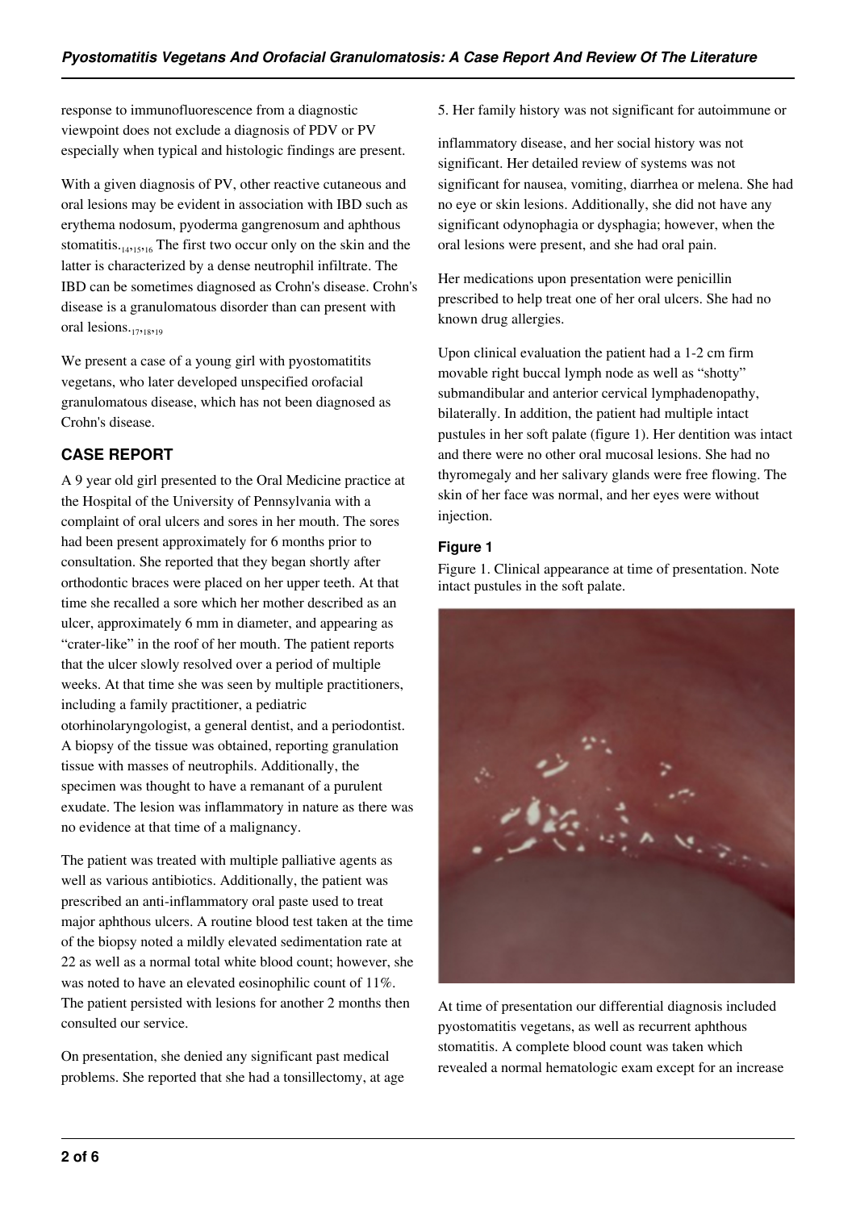response to immunofluorescence from a diagnostic viewpoint does not exclude a diagnosis of PDV or PV especially when typical and histologic findings are present.

With a given diagnosis of PV, other reactive cutaneous and oral lesions may be evident in association with IBD such as erythema nodosum, pyoderma gangrenosum and aphthous stomatitis.[14,15,16] The first two occur only on the skin and the latter is characterized by a dense neutrophil infiltrate. The IBD can be sometimes diagnosed as Crohn's disease. Crohn's disease is a granulomatous disorder than can present with oral lesions.[17,18,19]

We present a case of a young girl with pyostomatitits vegetans, who later developed unspecified orofacial granulomatous disease, which has not been diagnosed as Crohn's disease.

## CASE REPORT

A 9 year old girl presented to the Oral Medicine practice at the Hospital of the University of Pennsylvania with a complaint of oral ulcers and sores in her mouth. The sores had been present approximately for 6 months prior to consultation. She reported that they began shortly after orthodontic braces were placed on her upper teeth. At that time she recalled a sore which her mother described as an ulcer, approximately 6 mm in diameter, and appearing as "crater-like" in the roof of her mouth. The patient reports that the ulcer slowly resolved over a period of multiple weeks. At that time she was seen by multiple practitioners, including a family practitioner, a pediatric otorhinolaryngologist, a general dentist, and a periodontist. A biopsy of the tissue was obtained, reporting granulation tissue with masses of neutrophils. Additionally, the specimen was thought to have a remanant of a purulent exudate. The lesion was inflammatory in nature as there was no evidence at that time of a malignancy.

The patient was treated with multiple palliative agents as well as various antibiotics. Additionally, the patient was prescribed an anti-inflammatory oral paste used to treat major aphthous ulcers. A routine blood test taken at the time of the biopsy noted a mildly elevated sedimentation rate at 22 as well as a normal total white blood count; however, she was noted to have an elevated eosinophilic count of 11%. The patient persisted with lesions for another 2 months then consulted our service.

On presentation, she denied any significant past medical problems. She reported that she had a tonsillectomy, at age 5. Her family history was not significant for autoimmune or inflammatory disease, and her social history was not significant. Her detailed review of systems was not significant for nausea, vomiting, diarrhea or melena. She had no eye or skin lesions. Additionally, she did not have any significant odynophagia or dysphagia; however, when the oral lesions were present, and she had oral pain.

Her medications upon presentation were penicillin prescribed to help treat one of her oral ulcers. She had no known drug allergies.

Upon clinical evaluation the patient had a 1-2 cm firm movable right buccal lymph node as well as "shotty" submandibular and anterior cervical lymphadenopathy, bilaterally. In addition, the patient had multiple intact pustules in her soft palate (figure 1). Her dentition was intact and there were no other oral mucosal lesions. She had no thyromegaly and her salivary glands were free flowing. The skin of her face was normal, and her eyes were without injection.

### Figure 1

Figure 1. Clinical appearance at time of presentation. Note intact pustules in the soft palate.

At time of presentation our differential diagnosis included pyostomatitis vegetans, as well as recurrent aphthous stomatitis. A complete blood count was taken which revealed a normal hematologic exam except for an increase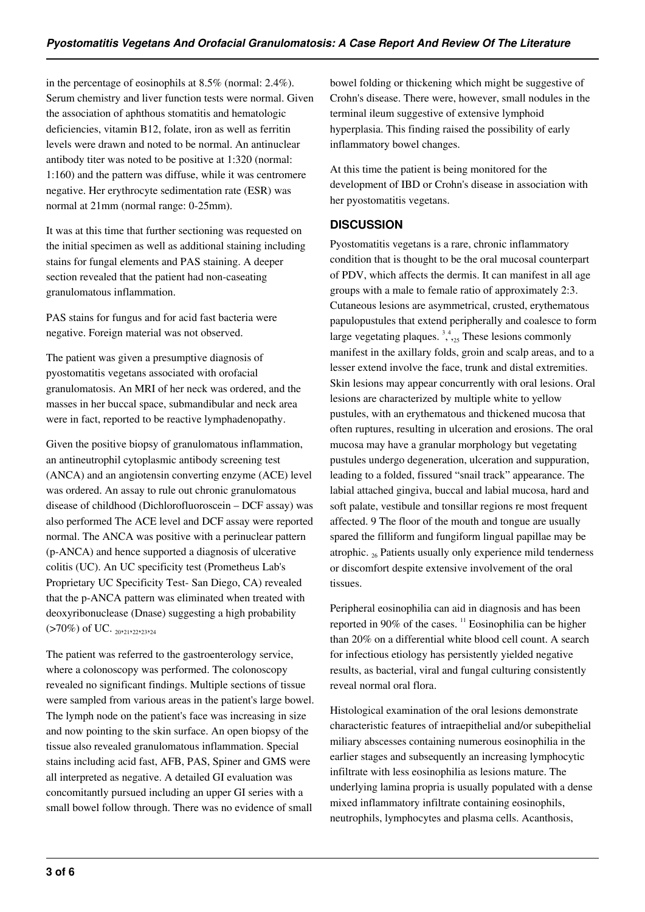in the percentage of eosinophils at 8.5% (normal: 2.4%). Serum chemistry and liver function tests were normal. Given the association of aphthous stomatitis and hematologic deficiencies, vitamin B12, folate, iron as well as ferritin levels were drawn and noted to be normal. An antinuclear antibody titer was noted to be positive at 1:320 (normal: 1:160) and the pattern was diffuse, while it was centromere negative. Her erythrocyte sedimentation rate (ESR) was normal at 21mm (normal range: 0-25mm).

It was at this time that further sectioning was requested on the initial specimen as well as additional staining including stains for fungal elements and PAS staining. A deeper section revealed that the patient had non-caseating granulomatous inflammation.

PAS stains for fungus and for acid fast bacteria were negative. Foreign material was not observed.

The patient was given a presumptive diagnosis of pyostomatitis vegetans associated with orofacial granulomatosis. An MRI of her neck was ordered, and the masses in her buccal space, submandibular and neck area were in fact, reported to be reactive lymphadenopathy.

Given the positive biopsy of granulomatous inflammation, an antineutrophil cytoplasmic antibody screening test (ANCA) and an angiotensin converting enzyme (ACE) level was ordered. An assay to rule out chronic granulomatous disease of childhood (Dichlorofluoroscein – DCF assay) was also performed The ACE level and DCF assay were reported normal. The ANCA was positive with a perinuclear pattern (p-ANCA) and hence supported a diagnosis of ulcerative colitis (UC). An UC specificity test (Prometheus Lab's Proprietary UC Specificity Test- San Diego, CA) revealed that the p-ANCA pattern was eliminated when treated with deoxyribonuclease (Dnase) suggesting a high probability (>70%) of UC. [20,21,22,23,24]

The patient was referred to the gastroenterology service, where a colonoscopy was performed. The colonoscopy revealed no significant findings. Multiple sections of tissue were sampled from various areas in the patient's large bowel. The lymph node on the patient's face was increasing in size and now pointing to the skin surface. An open biopsy of the tissue also revealed granulomatous inflammation. Special stains including acid fast, AFB, PAS, Spiner and GMS were all interpreted as negative. A detailed GI evaluation was concomitantly pursued including an upper GI series with a small bowel follow through. There was no evidence of small bowel folding or thickening which might be suggestive of Crohn's disease. There were, however, small nodules in the terminal ileum suggestive of extensive lymphoid hyperplasia. This finding raised the possibility of early inflammatory bowel changes.

At this time the patient is being monitored for the development of IBD or Crohn's disease in association with her pyostomatitis vegetans.

## DISCUSSION

Pyostomatitis vegetans is a rare, chronic inflammatory condition that is thought to be the oral mucosal counterpart of PDV, which affects the dermis. It can manifest in all age groups with a male to female ratio of approximately 2:3. Cutaneous lesions are asymmetrical, crusted, erythematous papulopustules that extend peripherally and coalesce to form large vegetating plaques. [3,4,25] These lesions commonly manifest in the axillary folds, groin and scalp areas, and to a lesser extend involve the face, trunk and distal extremities. Skin lesions may appear concurrently with oral lesions. Oral lesions are characterized by multiple white to yellow pustules, with an erythematous and thickened mucosa that often ruptures, resulting in ulceration and erosions. The oral mucosa may have a granular morphology but vegetating pustules undergo degeneration, ulceration and suppuration, leading to a folded, fissured "snail track" appearance. The labial attached gingiva, buccal and labial mucosa, hard and soft palate, vestibule and tonsillar regions re most frequent affected. 9 The floor of the mouth and tongue are usually spared the filliform and fungiform lingual papillae may be atrophic. [26] Patients usually only experience mild tenderness or discomfort despite extensive involvement of the oral tissues.

Peripheral eosinophilia can aid in diagnosis and has been reported in 90% of the cases. [11] Eosinophilia can be higher than 20% on a differential white blood cell count. A search for infectious etiology has persistently yielded negative results, as bacterial, viral and fungal culturing consistently reveal normal oral flora.

Histological examination of the oral lesions demonstrate characteristic features of intraepithelial and/or subepithelial miliary abscesses containing numerous eosinophilia in the earlier stages and subsequently an increasing lymphocytic infiltrate with less eosinophilia as lesions mature. The underlying lamina propria is usually populated with a dense mixed inflammatory infiltrate containing eosinophils, neutrophils, lymphocytes and plasma cells. Acanthosis,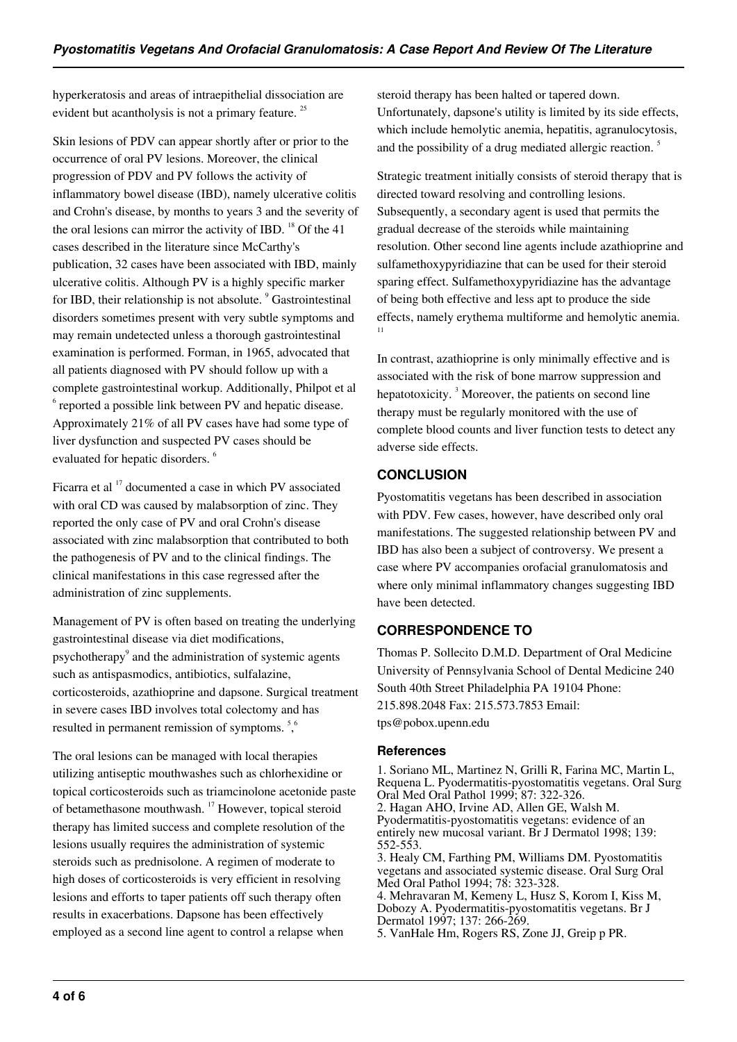hyperkeratosis and areas of intraepithelial dissociation are evident but acantholysis is not a primary feature. [25]

Skin lesions of PDV can appear shortly after or prior to the occurrence of oral PV lesions. Moreover, the clinical progression of PDV and PV follows the activity of inflammatory bowel disease (IBD), namely ulcerative colitis and Crohn's disease, by months to years 3 and the severity of the oral lesions can mirror the activity of IBD. [18] Of the 41 cases described in the literature since McCarthy's publication, 32 cases have been associated with IBD, mainly ulcerative colitis. Although PV is a highly specific marker for IBD, their relationship is not absolute. [9] Gastrointestinal disorders sometimes present with very subtle symptoms and may remain undetected unless a thorough gastrointestinal examination is performed. Forman, in 1965, advocated that all patients diagnosed with PV should follow up with a complete gastrointestinal workup. Additionally, Philpot et al [6] reported a possible link between PV and hepatic disease. Approximately 21% of all PV cases have had some type of liver dysfunction and suspected PV cases should be evaluated for hepatic disorders. [6]

Ficarra et al [17] documented a case in which PV associated with oral CD was caused by malabsorption of zinc. They reported the only case of PV and oral Crohn's disease associated with zinc malabsorption that contributed to both the pathogenesis of PV and to the clinical findings. The clinical manifestations in this case regressed after the administration of zinc supplements.

Management of PV is often based on treating the underlying gastrointestinal disease via diet modifications, psychotherapy[9] and the administration of systemic agents such as antispasmodics, antibiotics, sulfalazine, corticosteroids, azathioprine and dapsone. Surgical treatment in severe cases IBD involves total colectomy and has resulted in permanent remission of symptoms. [5,6]

The oral lesions can be managed with local therapies utilizing antiseptic mouthwashes such as chlorhexidine or topical corticosteroids such as triamcinolone acetonide paste of betamethasone mouthwash. [17] However, topical steroid therapy has limited success and complete resolution of the lesions usually requires the administration of systemic steroids such as prednisolone. A regimen of moderate to high doses of corticosteroids is very efficient in resolving lesions and efforts to taper patients off such therapy often results in exacerbations. Dapsone has been effectively employed as a second line agent to control a relapse when steroid therapy has been halted or tapered down. Unfortunately, dapsone's utility is limited by its side effects, which include hemolytic anemia, hepatitis, agranulocytosis, and the possibility of a drug mediated allergic reaction. [5]

Strategic treatment initially consists of steroid therapy that is directed toward resolving and controlling lesions. Subsequently, a secondary agent is used that permits the gradual decrease of the steroids while maintaining resolution. Other second line agents include azathioprine and sulfamethoxypyridiazine that can be used for their steroid sparing effect. Sulfamethoxypyridiazine has the advantage of being both effective and less apt to produce the side effects, namely erythema multiforme and hemolytic anemia. [11]

In contrast, azathioprine is only minimally effective and is associated with the risk of bone marrow suppression and hepatotoxicity. [3] Moreover, the patients on second line therapy must be regularly monitored with the use of complete blood counts and liver function tests to detect any adverse side effects.

## CONCLUSION

Pyostomatitis vegetans has been described in association with PDV. Few cases, however, have described only oral manifestations. The suggested relationship between PV and IBD has also been a subject of controversy. We present a case where PV accompanies orofacial granulomatosis and where only minimal inflammatory changes suggesting IBD have been detected.

## CORRESPONDENCE TO

Thomas P. Sollecito D.M.D. Department of Oral Medicine University of Pennsylvania School of Dental Medicine 240 South 40th Street Philadelphia PA 19104 Phone: 215.898.2048 Fax: 215.573.7853 Email: tps@pobox.upenn.edu

### References

1. Soriano ML, Martinez N, Grilli R, Farina MC, Martin L, Requena L. Pyodermatitis-pyostomatitis vegetans. Oral Surg Oral Med Oral Pathol 1999; 87: 322-326.
2. Hagan AHO, Irvine AD, Allen GE, Walsh M. Pyodermatitis-pyostomatitis vegetans: evidence of an entirely new mucosal variant. Br J Dermatol 1998; 139: 552-553.
3. Healy CM, Farthing PM, Williams DM. Pyostomatitis vegetans and associated systemic disease. Oral Surg Oral Med Oral Pathol 1994; 78: 323-328.
4. Mehravaran M, Kemeny L, Husz S, Korom I, Kiss M, Dobozy A. Pyodermatitis-pyostomatitis vegetans. Br J Dermatol 1997; 137: 266-269.
5. VanHale Hm, Rogers RS, Zone JJ, Greip p PR.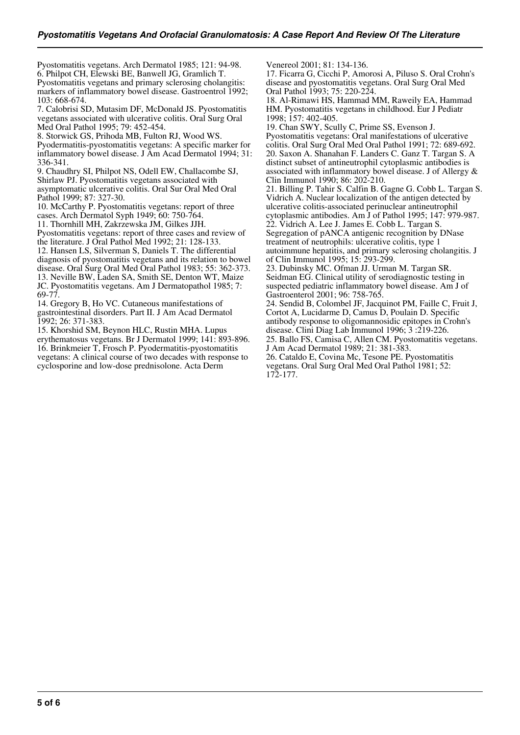Pyostomatitis vegetans. Arch Dermatol 1985; 121: 94-98.

6. Philpot CH, Elewski BE, Banwell JG, Gramlich T. Pyostomatitis vegetans and primary sclerosing cholangitis: markers of inflammatory bowel disease. Gastroentrol 1992; 103: 668-674.

7. Calobrisi SD, Mutasim DF, McDonald JS. Pyostomatitis vegetans associated with ulcerative colitis. Oral Surg Oral Med Oral Pathol 1995; 79: 452-454.

8. Storwick GS, Prihoda MB, Fulton RJ, Wood WS. Pyodermatitis-pyostomatitis vegetans: A specific marker for inflammatory bowel disease. J Am Acad Dermatol 1994; 31: 336-341.

9. Chaudhry SI, Philpot NS, Odell EW, Challacombe SJ, Shirlaw PJ. Pyostomatitis vegetans associated with asymptomatic ulcerative colitis. Oral Sur Oral Med Oral Pathol 1999; 87: 327-30.

10. McCarthy P. Pyostomatitis vegetans: report of three cases. Arch Dermatol Syph 1949; 60: 750-764.

11. Thornhill MH, Zakrzewska JM, Gilkes JJH. Pyostomatitis vegetans: report of three cases and review of the literature. J Oral Pathol Med 1992; 21: 128-133.

12. Hansen LS, Silverman S, Daniels T. The differential diagnosis of pyostomatitis vegetans and its relation to bowel disease. Oral Surg Oral Med Oral Pathol 1983; 55: 362-373.

13. Neville BW, Laden SA, Smith SE, Denton WT, Maize JC. Pyostomatitis vegetans. Am J Dermatopathol 1985; 7: 69-77.

14. Gregory B, Ho VC. Cutaneous manifestations of gastrointestinal disorders. Part II. J Am Acad Dermatol 1992; 26: 371-383.

15. Khorshid SM, Beynon HLC, Rustin MHA. Lupus erythematosus vegetans. Br J Dermatol 1999; 141: 893-896.

16. Brinkmeier T, Frosch P. Pyodermatitis-pyostomatitis vegetans: A clinical course of two decades with response to cyclosporine and low-dose prednisolone. Acta Derm Venereol 2001; 81: 134-136.

17. Ficarra G, Cicchi P, Amorosi A, Piluso S. Oral Crohn's disease and pyostomatitis vegetans. Oral Surg Oral Med Oral Pathol 1993; 75: 220-224.

18. Al-Rimawi HS, Hammad MM, Raweily EA, Hammad HM. Pyostomatitis vegetans in childhood. Eur J Pediatr 1998; 157: 402-405.

19. Chan SWY, Scully C, Prime SS, Evenson J. Pyostomatitis vegetans: Oral manifestations of ulcerative colitis. Oral Surg Oral Med Oral Pathol 1991; 72: 689-692.

20. Saxon A. Shanahan F. Landers C. Ganz T. Targan S. A distinct subset of antineutrophil cytoplasmic antibodies is associated with inflammatory bowel disease. J of Allergy & Clin Immunol 1990; 86: 202-210.

21. Billing P. Tahir S. Calfin B. Gagne G. Cobb L. Targan S. Vidrich A. Nuclear localization of the antigen detected by ulcerative colitis-associated perinuclear antineutrophil cytoplasmic antibodies. Am J of Pathol 1995; 147: 979-987.

22. Vidrich A. Lee J. James E. Cobb L. Targan S. Segregation of pANCA antigenic recognition by DNase treatment of neutrophils: ulcerative colitis, type 1 autoimmune hepatitis, and primary sclerosing cholangitis. J of Clin Immunol 1995; 15: 293-299.

23. Dubinsky MC. Ofman JJ. Urman M. Targan SR. Seidman EG. Clinical utility of serodiagnostic testing in suspected pediatric inflammatory bowel disease. Am J of Gastroenterol 2001; 96: 758-765.

24. Sendid B, Colombel JF, Jacquinot PM, Faille C, Fruit J, Cortot A, Lucidarme D, Camus D, Poulain D. Specific antibody response to oligomannosidic epitopes in Crohn's disease. Clini Diag Lab Immunol 1996; 3 :219-226.

25. Ballo FS, Camisa C, Allen CM. Pyostomatitis vegetans. J Am Acad Dermatol 1989; 21: 381-383.

26. Cataldo E, Covina Mc, Tesone PE. Pyostomatitis vegetans. Oral Surg Oral Med Oral Pathol 1981; 52: 172-177.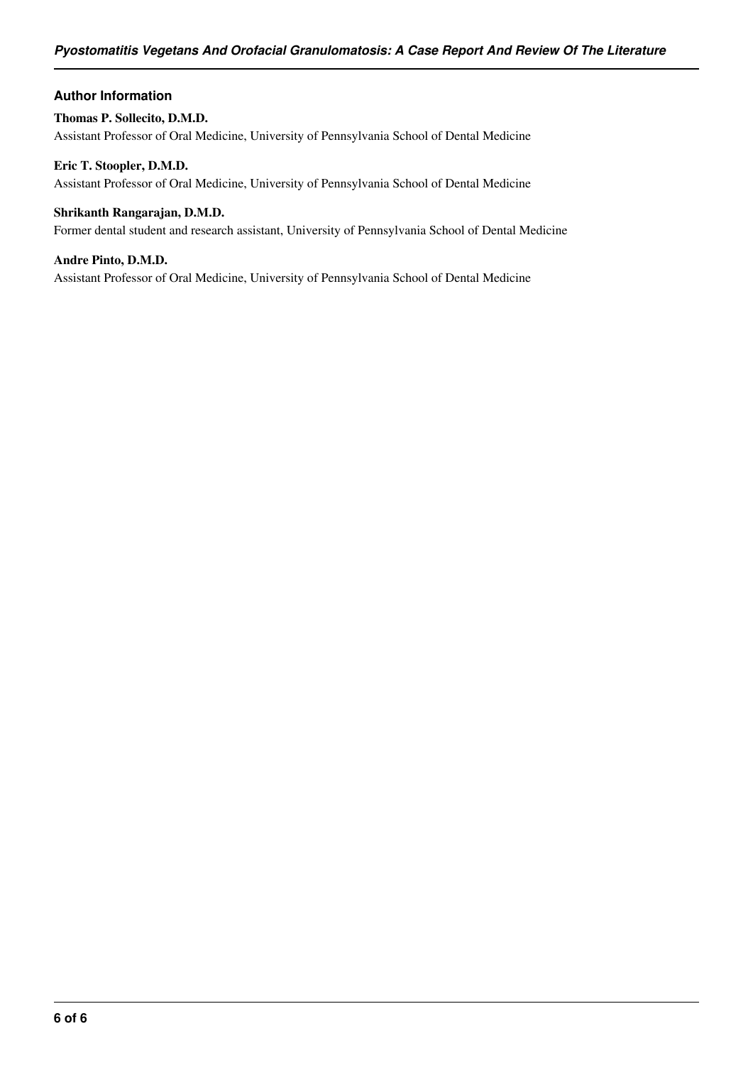### Author Information

**Thomas P. Sollecito, D.M.D.**
Assistant Professor of Oral Medicine, University of Pennsylvania School of Dental Medicine

**Eric T. Stoopler, D.M.D.**
Assistant Professor of Oral Medicine, University of Pennsylvania School of Dental Medicine

**Shrikanth Rangarajan, D.M.D.**
Former dental student and research assistant, University of Pennsylvania School of Dental Medicine

**Andre Pinto, D.M.D.**
Assistant Professor of Oral Medicine, University of Pennsylvania School of Dental Medicine